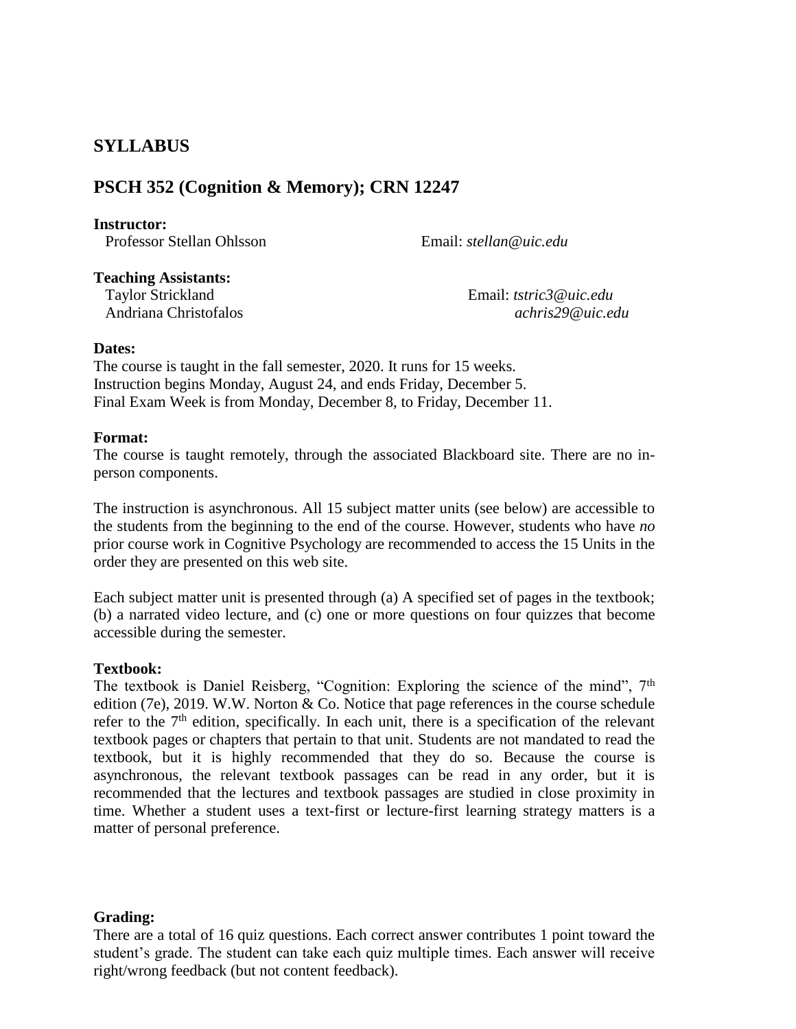## SYLLABUS

## PSCH 352 (Cognition & Memory); CRN 12247

**Instructor:**
Professor Stellan Ohlsson Email: *stellan@uic.edu*

**Teaching Assistants:**
Taylor Strickland Email: *tstric3@uic.edu*
Andriana Christofalos *achris29@uic.edu*

**Dates:**
The course is taught in the fall semester, 2020. It runs for 15 weeks.
Instruction begins Monday, August 24, and ends Friday, December 5.
Final Exam Week is from Monday, December 8, to Friday, December 11.

**Format:**
The course is taught remotely, through the associated Blackboard site. There are no in-person components.

The instruction is asynchronous. All 15 subject matter units (see below) are accessible to the students from the beginning to the end of the course. However, students who have *no* prior course work in Cognitive Psychology are recommended to access the 15 Units in the order they are presented on this web site.

Each subject matter unit is presented through (a) A specified set of pages in the textbook; (b) a narrated video lecture, and (c) one or more questions on four quizzes that become accessible during the semester.

**Textbook:**
The textbook is Daniel Reisberg, "Cognition: Exploring the science of the mind", 7th edition (7e), 2019. W.W. Norton & Co. Notice that page references in the course schedule refer to the 7th edition, specifically. In each unit, there is a specification of the relevant textbook pages or chapters that pertain to that unit. Students are not mandated to read the textbook, but it is highly recommended that they do so. Because the course is asynchronous, the relevant textbook passages can be read in any order, but it is recommended that the lectures and textbook passages are studied in close proximity in time. Whether a student uses a text-first or lecture-first learning strategy matters is a matter of personal preference.

**Grading:**
There are a total of 16 quiz questions. Each correct answer contributes 1 point toward the student's grade. The student can take each quiz multiple times. Each answer will receive right/wrong feedback (but not content feedback).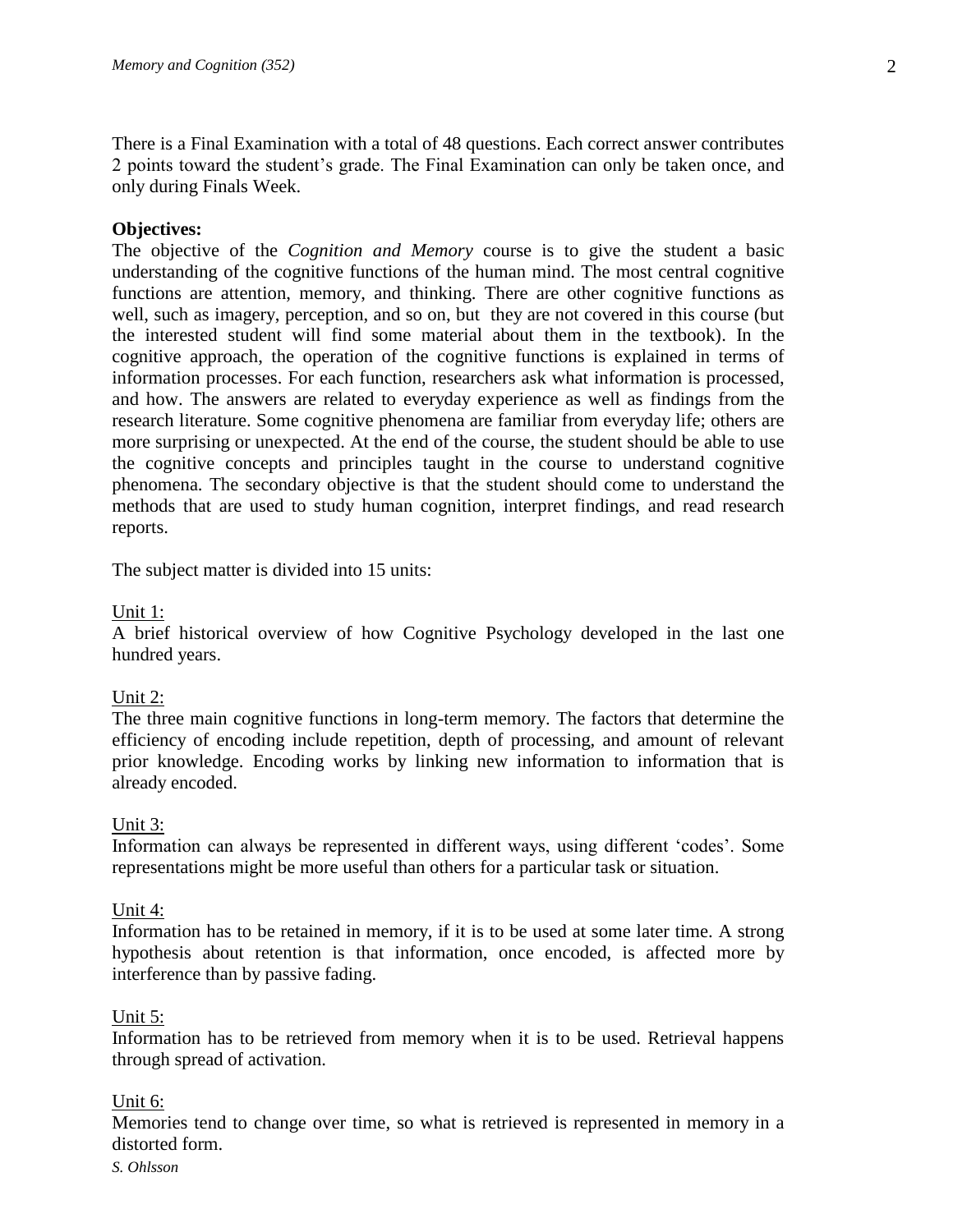There is a Final Examination with a total of 48 questions. Each correct answer contributes 2 points toward the student's grade. The Final Examination can only be taken once, and only during Finals Week.

**Objectives:**
The objective of the *Cognition and Memory* course is to give the student a basic understanding of the cognitive functions of the human mind. The most central cognitive functions are attention, memory, and thinking. There are other cognitive functions as well, such as imagery, perception, and so on, but they are not covered in this course (but the interested student will find some material about them in the textbook). In the cognitive approach, the operation of the cognitive functions is explained in terms of information processes. For each function, researchers ask what information is processed, and how. The answers are related to everyday experience as well as findings from the research literature. Some cognitive phenomena are familiar from everyday life; others are more surprising or unexpected. At the end of the course, the student should be able to use the cognitive concepts and principles taught in the course to understand cognitive phenomena. The secondary objective is that the student should come to understand the methods that are used to study human cognition, interpret findings, and read research reports.

The subject matter is divided into 15 units:

<u>Unit 1:</u>
A brief historical overview of how Cognitive Psychology developed in the last one hundred years.

<u>Unit 2:</u>
The three main cognitive functions in long-term memory. The factors that determine the efficiency of encoding include repetition, depth of processing, and amount of relevant prior knowledge. Encoding works by linking new information to information that is already encoded.

<u>Unit 3:</u>
Information can always be represented in different ways, using different 'codes'. Some representations might be more useful than others for a particular task or situation.

<u>Unit 4:</u>
Information has to be retained in memory, if it is to be used at some later time. A strong hypothesis about retention is that information, once encoded, is affected more by interference than by passive fading.

<u>Unit 5:</u>
Information has to be retrieved from memory when it is to be used. Retrieval happens through spread of activation.

<u>Unit 6:</u>
Memories tend to change over time, so what is retrieved is represented in memory in a distorted form.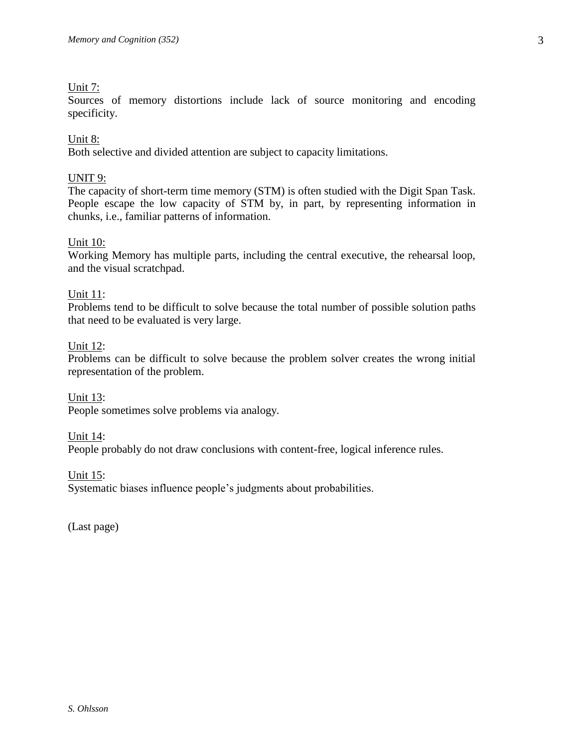Unit 7:
Sources of memory distortions include lack of source monitoring and encoding specificity.

Unit 8:
Both selective and divided attention are subject to capacity limitations.

UNIT 9:
The capacity of short-term time memory (STM) is often studied with the Digit Span Task. People escape the low capacity of STM by, in part, by representing information in chunks, i.e., familiar patterns of information.

Unit 10:
Working Memory has multiple parts, including the central executive, the rehearsal loop, and the visual scratchpad.

Unit 11:
Problems tend to be difficult to solve because the total number of possible solution paths that need to be evaluated is very large.

Unit 12:
Problems can be difficult to solve because the problem solver creates the wrong initial representation of the problem.

Unit 13:
People sometimes solve problems via analogy.

Unit 14:
People probably do not draw conclusions with content-free, logical inference rules.

Unit 15:
Systematic biases influence people's judgments about probabilities.

(Last page)